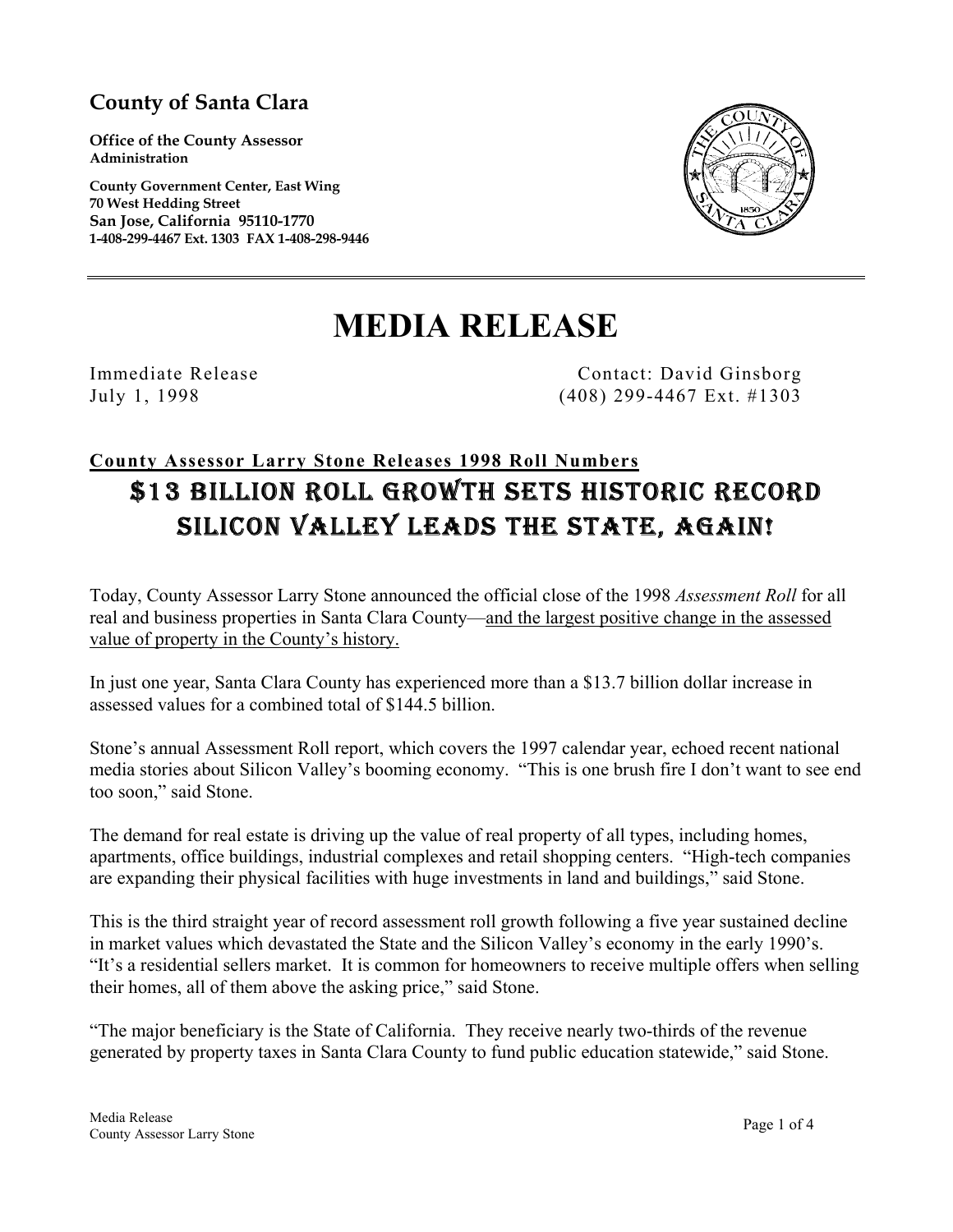## County of Santa Clara

**Office of the County Assessor**
**Administration**

**County Government Center, East Wing**
**70 West Hedding Street**
**San Jose, California 95110-1770**
**1-408-299-4467 Ext. 1303 FAX 1-408-298-9446**

---

# MEDIA RELEASE

Immediate Release
July 1, 1998

Contact: David Ginsborg
(408) 299-4467 Ext. #1303

**County Assessor Larry Stone Releases 1998 Roll Numbers**

## $13 BILLION ROLL GROWTH SETS HISTORIC RECORD
## SILICON VALLEY LEADS THE STATE, AGAIN!

Today, County Assessor Larry Stone announced the official close of the 1998 *Assessment Roll* for all real and business properties in Santa Clara County—and the largest positive change in the assessed value of property in the County's history.

In just one year, Santa Clara County has experienced more than a $13.7 billion dollar increase in assessed values for a combined total of $144.5 billion.

Stone's annual Assessment Roll report, which covers the 1997 calendar year, echoed recent national media stories about Silicon Valley's booming economy. "This is one brush fire I don't want to see end too soon," said Stone.

The demand for real estate is driving up the value of real property of all types, including homes, apartments, office buildings, industrial complexes and retail shopping centers. "High-tech companies are expanding their physical facilities with huge investments in land and buildings," said Stone.

This is the third straight year of record assessment roll growth following a five year sustained decline in market values which devastated the State and the Silicon Valley's economy in the early 1990's. "It's a residential sellers market. It is common for homeowners to receive multiple offers when selling their homes, all of them above the asking price," said Stone.

"The major beneficiary is the State of California. They receive nearly two-thirds of the revenue generated by property taxes in Santa Clara County to fund public education statewide," said Stone.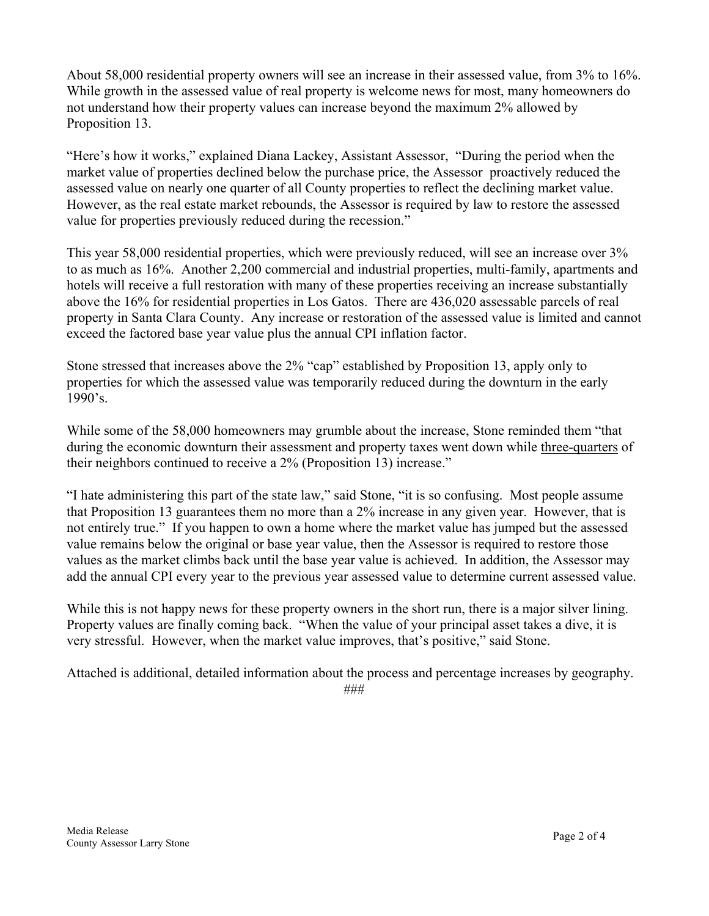About 58,000 residential property owners will see an increase in their assessed value, from 3% to 16%. While growth in the assessed value of real property is welcome news for most, many homeowners do not understand how their property values can increase beyond the maximum 2% allowed by Proposition 13.

"Here's how it works," explained Diana Lackey, Assistant Assessor, "During the period when the market value of properties declined below the purchase price, the Assessor proactively reduced the assessed value on nearly one quarter of all County properties to reflect the declining market value. However, as the real estate market rebounds, the Assessor is required by law to restore the assessed value for properties previously reduced during the recession."

This year 58,000 residential properties, which were previously reduced, will see an increase over 3% to as much as 16%. Another 2,200 commercial and industrial properties, multi-family, apartments and hotels will receive a full restoration with many of these properties receiving an increase substantially above the 16% for residential properties in Los Gatos. There are 436,020 assessable parcels of real property in Santa Clara County. Any increase or restoration of the assessed value is limited and cannot exceed the factored base year value plus the annual CPI inflation factor.

Stone stressed that increases above the 2% "cap" established by Proposition 13, apply only to properties for which the assessed value was temporarily reduced during the downturn in the early 1990's.

While some of the 58,000 homeowners may grumble about the increase, Stone reminded them "that during the economic downturn their assessment and property taxes went down while <u>three-quarters</u> of their neighbors continued to receive a 2% (Proposition 13) increase."

"I hate administering this part of the state law," said Stone, "it is so confusing. Most people assume that Proposition 13 guarantees them no more than a 2% increase in any given year. However, that is not entirely true." If you happen to own a home where the market value has jumped but the assessed value remains below the original or base year value, then the Assessor is required to restore those values as the market climbs back until the base year value is achieved. In addition, the Assessor may add the annual CPI every year to the previous year assessed value to determine current assessed value.

While this is not happy news for these property owners in the short run, there is a major silver lining. Property values are finally coming back. "When the value of your principal asset takes a dive, it is very stressful. However, when the market value improves, that's positive," said Stone.

Attached is additional, detailed information about the process and percentage increases by geography.

###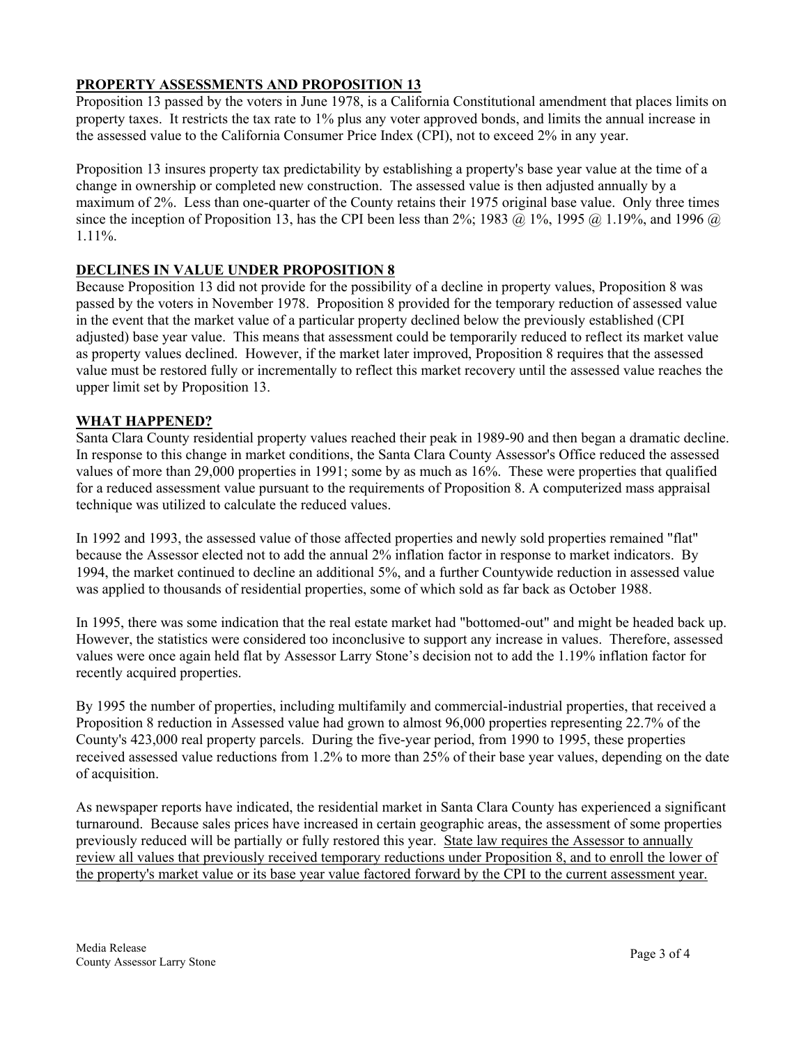## PROPERTY ASSESSMENTS AND PROPOSITION 13

Proposition 13 passed by the voters in June 1978, is a California Constitutional amendment that places limits on property taxes. It restricts the tax rate to 1% plus any voter approved bonds, and limits the annual increase in the assessed value to the California Consumer Price Index (CPI), not to exceed 2% in any year.

Proposition 13 insures property tax predictability by establishing a property's base year value at the time of a change in ownership or completed new construction. The assessed value is then adjusted annually by a maximum of 2%. Less than one-quarter of the County retains their 1975 original base value. Only three times since the inception of Proposition 13, has the CPI been less than 2%; 1983 @ 1%, 1995 @ 1.19%, and 1996 @ 1.11%.

## DECLINES IN VALUE UNDER PROPOSITION 8

Because Proposition 13 did not provide for the possibility of a decline in property values, Proposition 8 was passed by the voters in November 1978. Proposition 8 provided for the temporary reduction of assessed value in the event that the market value of a particular property declined below the previously established (CPI adjusted) base year value. This means that assessment could be temporarily reduced to reflect its market value as property values declined. However, if the market later improved, Proposition 8 requires that the assessed value must be restored fully or incrementally to reflect this market recovery until the assessed value reaches the upper limit set by Proposition 13.

## WHAT HAPPENED?

Santa Clara County residential property values reached their peak in 1989-90 and then began a dramatic decline. In response to this change in market conditions, the Santa Clara County Assessor's Office reduced the assessed values of more than 29,000 properties in 1991; some by as much as 16%. These were properties that qualified for a reduced assessment value pursuant to the requirements of Proposition 8. A computerized mass appraisal technique was utilized to calculate the reduced values.

In 1992 and 1993, the assessed value of those affected properties and newly sold properties remained "flat" because the Assessor elected not to add the annual 2% inflation factor in response to market indicators. By 1994, the market continued to decline an additional 5%, and a further Countywide reduction in assessed value was applied to thousands of residential properties, some of which sold as far back as October 1988.

In 1995, there was some indication that the real estate market had "bottomed-out" and might be headed back up. However, the statistics were considered too inconclusive to support any increase in values. Therefore, assessed values were once again held flat by Assessor Larry Stone's decision not to add the 1.19% inflation factor for recently acquired properties.

By 1995 the number of properties, including multifamily and commercial-industrial properties, that received a Proposition 8 reduction in Assessed value had grown to almost 96,000 properties representing 22.7% of the County's 423,000 real property parcels. During the five-year period, from 1990 to 1995, these properties received assessed value reductions from 1.2% to more than 25% of their base year values, depending on the date of acquisition.

As newspaper reports have indicated, the residential market in Santa Clara County has experienced a significant turnaround. Because sales prices have increased in certain geographic areas, the assessment of some properties previously reduced will be partially or fully restored this year. <u>State law requires the Assessor to annually review all values that previously received temporary reductions under Proposition 8, and to enroll the lower of the property's market value or its base year value factored forward by the CPI to the current assessment year.</u>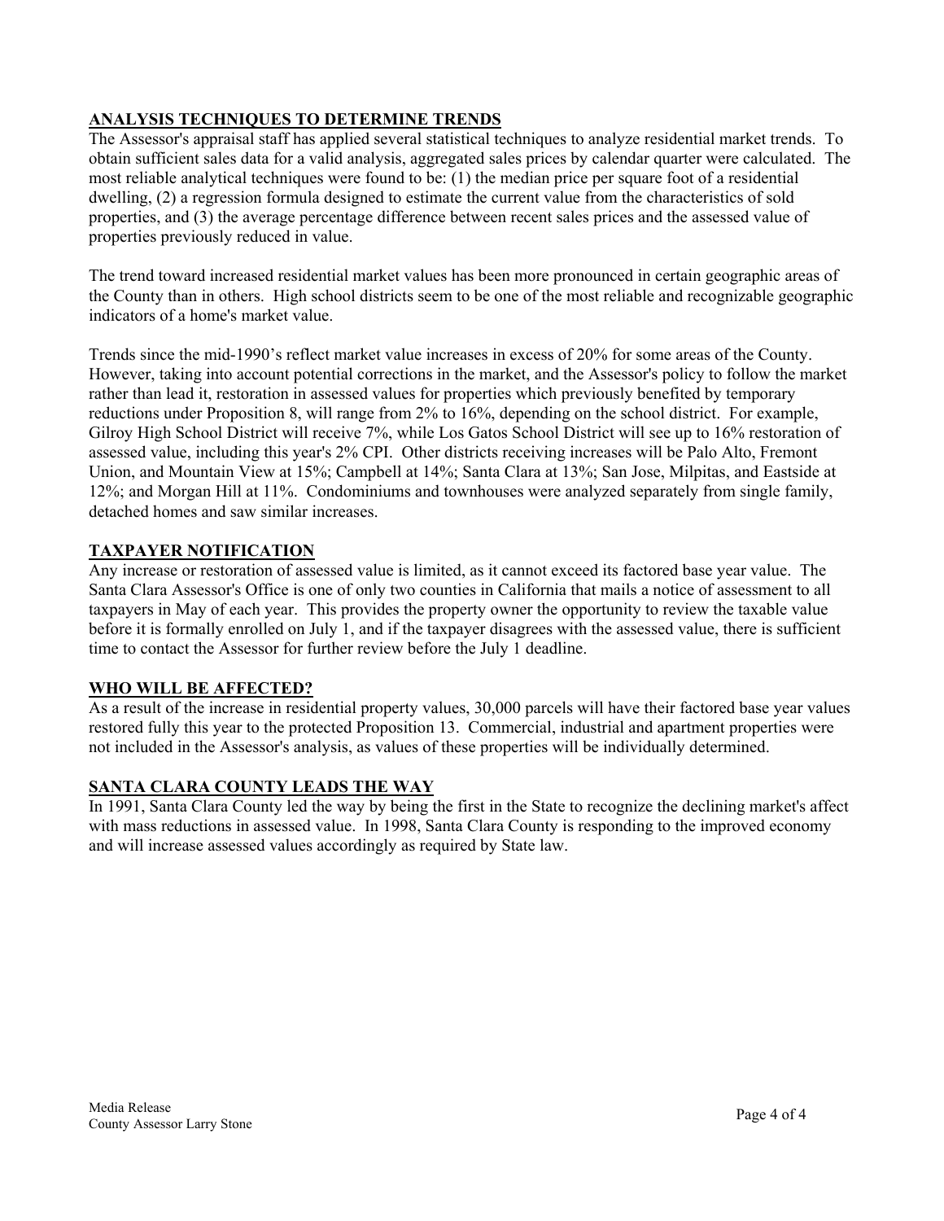## ANALYSIS TECHNIQUES TO DETERMINE TRENDS

The Assessor's appraisal staff has applied several statistical techniques to analyze residential market trends. To obtain sufficient sales data for a valid analysis, aggregated sales prices by calendar quarter were calculated. The most reliable analytical techniques were found to be: (1) the median price per square foot of a residential dwelling, (2) a regression formula designed to estimate the current value from the characteristics of sold properties, and (3) the average percentage difference between recent sales prices and the assessed value of properties previously reduced in value.

The trend toward increased residential market values has been more pronounced in certain geographic areas of the County than in others. High school districts seem to be one of the most reliable and recognizable geographic indicators of a home's market value.

Trends since the mid-1990's reflect market value increases in excess of 20% for some areas of the County. However, taking into account potential corrections in the market, and the Assessor's policy to follow the market rather than lead it, restoration in assessed values for properties which previously benefited by temporary reductions under Proposition 8, will range from 2% to 16%, depending on the school district. For example, Gilroy High School District will receive 7%, while Los Gatos School District will see up to 16% restoration of assessed value, including this year's 2% CPI. Other districts receiving increases will be Palo Alto, Fremont Union, and Mountain View at 15%; Campbell at 14%; Santa Clara at 13%; San Jose, Milpitas, and Eastside at 12%; and Morgan Hill at 11%. Condominiums and townhouses were analyzed separately from single family, detached homes and saw similar increases.

## TAXPAYER NOTIFICATION

Any increase or restoration of assessed value is limited, as it cannot exceed its factored base year value. The Santa Clara Assessor's Office is one of only two counties in California that mails a notice of assessment to all taxpayers in May of each year. This provides the property owner the opportunity to review the taxable value before it is formally enrolled on July 1, and if the taxpayer disagrees with the assessed value, there is sufficient time to contact the Assessor for further review before the July 1 deadline.

## WHO WILL BE AFFECTED?

As a result of the increase in residential property values, 30,000 parcels will have their factored base year values restored fully this year to the protected Proposition 13. Commercial, industrial and apartment properties were not included in the Assessor's analysis, as values of these properties will be individually determined.

## SANTA CLARA COUNTY LEADS THE WAY

In 1991, Santa Clara County led the way by being the first in the State to recognize the declining market's affect with mass reductions in assessed value. In 1998, Santa Clara County is responding to the improved economy and will increase assessed values accordingly as required by State law.